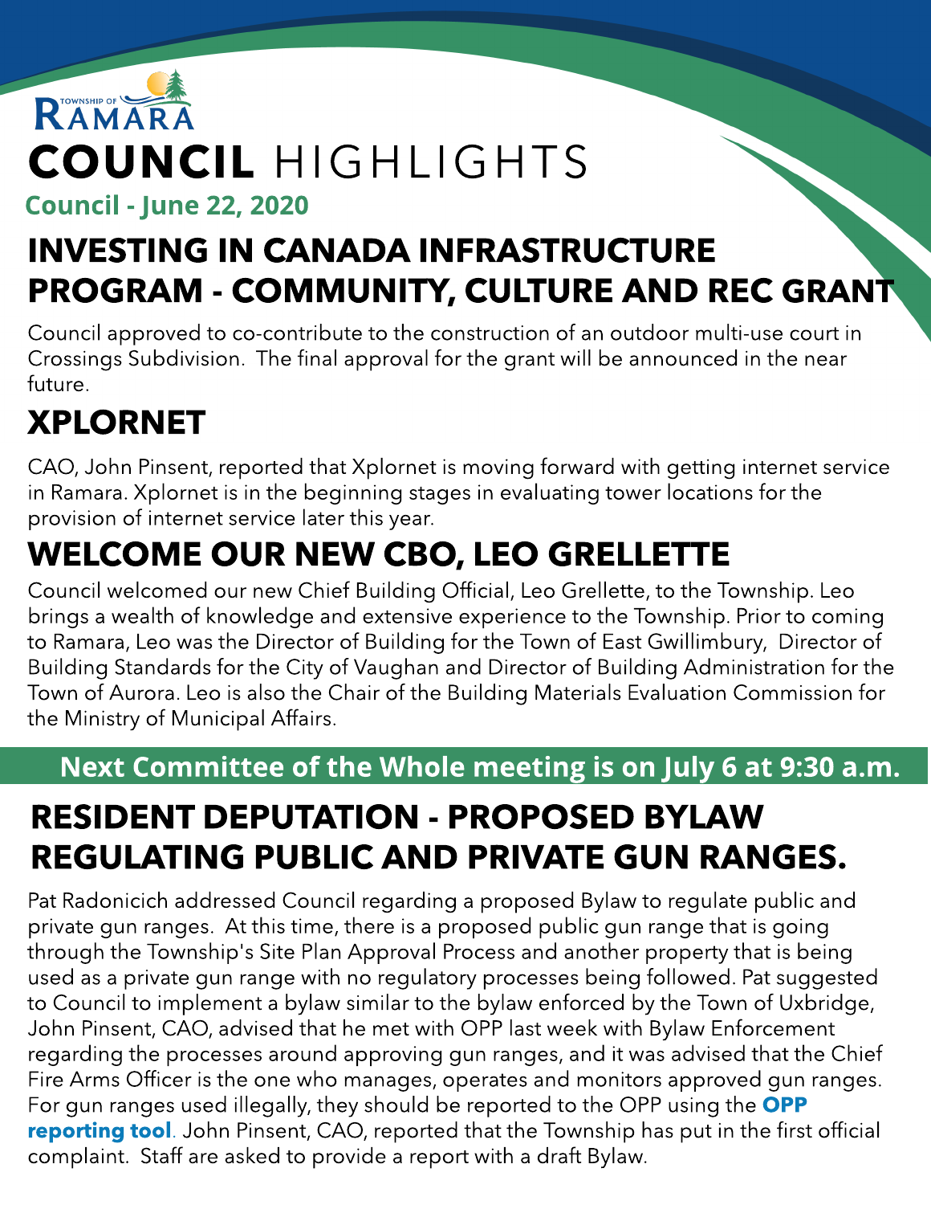TOWNSHIP OF RAMARA

# COUNCIL HIGHLIGHTS

**Council - June 22, 2020**

## INVESTING IN CANADA INFRASTRUCTURE PROGRAM - COMMUNITY, CULTURE AND REC GRANT

Council approved to co-contribute to the construction of an outdoor multi-use court in Crossings Subdivision. The final approval for the grant will be announced in the near future.

## XPLORNET

CAO, John Pinsent, reported that Xplornet is moving forward with getting internet service in Ramara. Xplornet is in the beginning stages in evaluating tower locations for the provision of internet service later this year.

## WELCOME OUR NEW CBO, LEO GRELLETTE

Council welcomed our new Chief Building Official, Leo Grellette, to the Township. Leo brings a wealth of knowledge and extensive experience to the Township. Prior to coming to Ramara, Leo was the Director of Building for the Town of East Gwillimbury, Director of Building Standards for the City of Vaughan and Director of Building Administration for the Town of Aurora. Leo is also the Chair of the Building Materials Evaluation Commission for the Ministry of Municipal Affairs.

**Next Committee of the Whole meeting is on July 6 at 9:30 a.m.**

## RESIDENT DEPUTATION - PROPOSED BYLAW REGULATING PUBLIC AND PRIVATE GUN RANGES.

Pat Radonicich addressed Council regarding a proposed Bylaw to regulate public and private gun ranges. At this time, there is a proposed public gun range that is going through the Township's Site Plan Approval Process and another property that is being used as a private gun range with no regulatory processes being followed. Pat suggested to Council to implement a bylaw similar to the bylaw enforced by the Town of Uxbridge, John Pinsent, CAO, advised that he met with OPP last week with Bylaw Enforcement regarding the processes around approving gun ranges, and it was advised that the Chief Fire Arms Officer is the one who manages, operates and monitors approved gun ranges. For gun ranges used illegally, they should be reported to the OPP using the **OPP reporting tool**. John Pinsent, CAO, reported that the Township has put in the first official complaint. Staff are asked to provide a report with a draft Bylaw.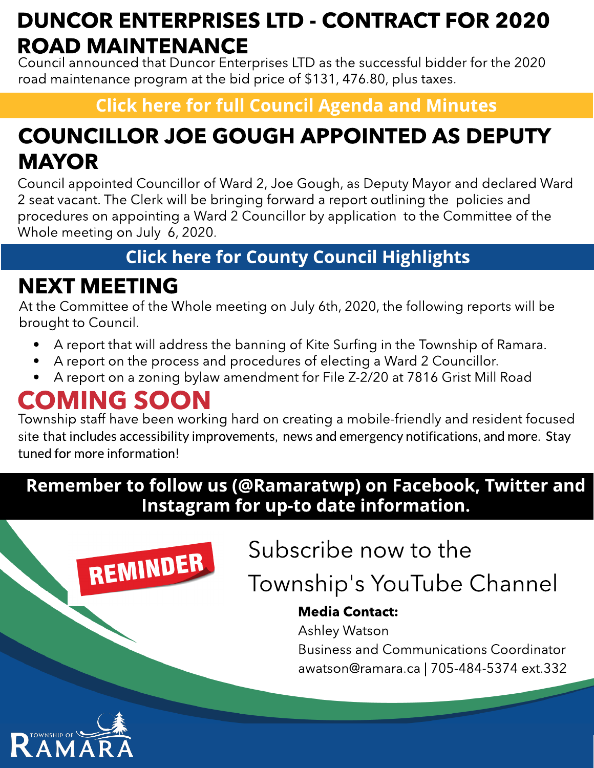# DUNCOR ENTERPRISES LTD - CONTRACT FOR 2020 ROAD MAINTENANCE

Council announced that Duncor Enterprises LTD as the successful bidder for the 2020 road maintenance program at the bid price of $131, 476.80, plus taxes.

**Click here for full Council Agenda and Minutes**

# COUNCILLOR JOE GOUGH APPOINTED AS DEPUTY MAYOR

Council appointed Councillor of Ward 2, Joe Gough, as Deputy Mayor and declared Ward 2 seat vacant. The Clerk will be bringing forward a report outlining the policies and procedures on appointing a Ward 2 Councillor by application to the Committee of the Whole meeting on July 6, 2020.

**Click here for County Council Highlights**

# NEXT MEETING

At the Committee of the Whole meeting on July 6th, 2020, the following reports will be brought to Council.

- A report that will address the banning of Kite Surfing in the Township of Ramara.
- A report on the process and procedures of electing a Ward 2 Councillor.
- A report on a zoning bylaw amendment for File Z-2/20 at 7816 Grist Mill Road

# COMING SOON

Township staff have been working hard on creating a mobile-friendly and resident focused site that includes accessibility improvements, news and emergency notifications, and more. Stay tuned for more information!

**Remember to follow us (@Ramaratwp) on Facebook, Twitter and Instagram for up-to date information.**

REMINDER

Subscribe now to the Township's YouTube Channel

**Media Contact:**
Ashley Watson
Business and Communications Coordinator
awatson@ramara.ca | 705-484-5374 ext.332

TOWNSHIP OF RAMARA